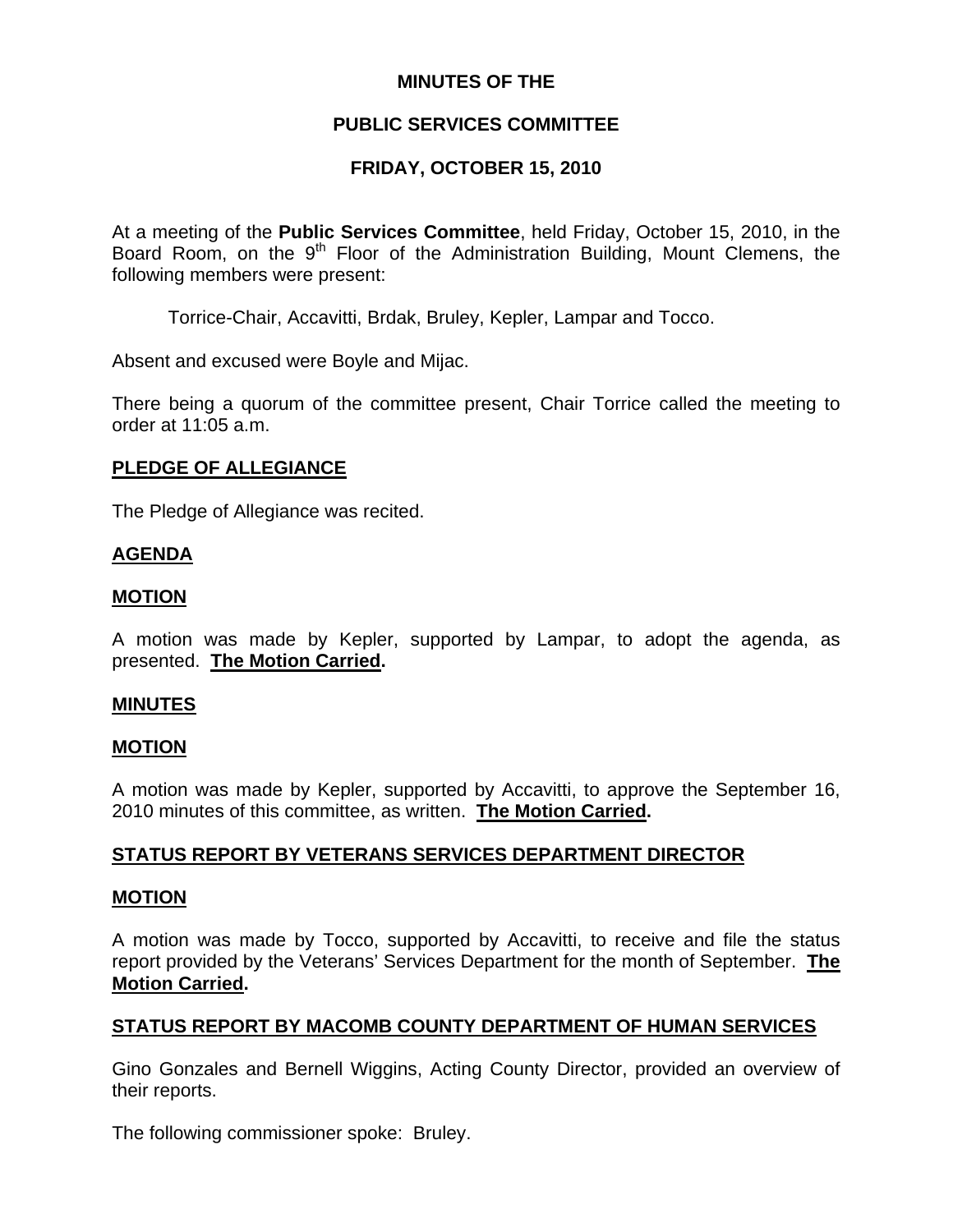# MINUTES OF THE

# PUBLIC SERVICES COMMITTEE

# FRIDAY, OCTOBER 15, 2010

At a meeting of the **Public Services Committee**, held Friday, October 15, 2010, in the Board Room, on the 9th Floor of the Administration Building, Mount Clemens, the following members were present:

Torrice-Chair, Accavitti, Brdak, Bruley, Kepler, Lampar and Tocco.

Absent and excused were Boyle and Mijac.

There being a quorum of the committee present, Chair Torrice called the meeting to order at 11:05 a.m.

## PLEDGE OF ALLEGIANCE

The Pledge of Allegiance was recited.

## AGENDA

## MOTION

A motion was made by Kepler, supported by Lampar, to adopt the agenda, as presented. **The Motion Carried.**

## MINUTES

## MOTION

A motion was made by Kepler, supported by Accavitti, to approve the September 16, 2010 minutes of this committee, as written. **The Motion Carried.**

## STATUS REPORT BY VETERANS SERVICES DEPARTMENT DIRECTOR

## MOTION

A motion was made by Tocco, supported by Accavitti, to receive and file the status report provided by the Veterans' Services Department for the month of September. **The Motion Carried.**

## STATUS REPORT BY MACOMB COUNTY DEPARTMENT OF HUMAN SERVICES

Gino Gonzales and Bernell Wiggins, Acting County Director, provided an overview of their reports.

The following commissioner spoke: Bruley.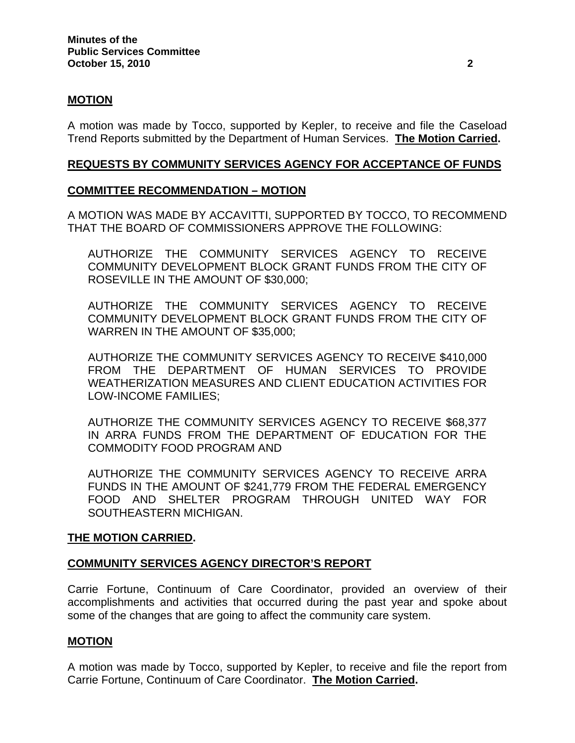**MOTION**

A motion was made by Tocco, supported by Kepler, to receive and file the Caseload Trend Reports submitted by the Department of Human Services. **The Motion Carried.**

**REQUESTS BY COMMUNITY SERVICES AGENCY FOR ACCEPTANCE OF FUNDS**

**COMMITTEE RECOMMENDATION – MOTION**

A MOTION WAS MADE BY ACCAVITTI, SUPPORTED BY TOCCO, TO RECOMMEND THAT THE BOARD OF COMMISSIONERS APPROVE THE FOLLOWING:

AUTHORIZE THE COMMUNITY SERVICES AGENCY TO RECEIVE COMMUNITY DEVELOPMENT BLOCK GRANT FUNDS FROM THE CITY OF ROSEVILLE IN THE AMOUNT OF $30,000;

AUTHORIZE THE COMMUNITY SERVICES AGENCY TO RECEIVE COMMUNITY DEVELOPMENT BLOCK GRANT FUNDS FROM THE CITY OF WARREN IN THE AMOUNT OF $35,000;

AUTHORIZE THE COMMUNITY SERVICES AGENCY TO RECEIVE $410,000 FROM THE DEPARTMENT OF HUMAN SERVICES TO PROVIDE WEATHERIZATION MEASURES AND CLIENT EDUCATION ACTIVITIES FOR LOW-INCOME FAMILIES;

AUTHORIZE THE COMMUNITY SERVICES AGENCY TO RECEIVE $68,377 IN ARRA FUNDS FROM THE DEPARTMENT OF EDUCATION FOR THE COMMODITY FOOD PROGRAM AND

AUTHORIZE THE COMMUNITY SERVICES AGENCY TO RECEIVE ARRA FUNDS IN THE AMOUNT OF $241,779 FROM THE FEDERAL EMERGENCY FOOD AND SHELTER PROGRAM THROUGH UNITED WAY FOR SOUTHEASTERN MICHIGAN.

**THE MOTION CARRIED.**

**COMMUNITY SERVICES AGENCY DIRECTOR'S REPORT**

Carrie Fortune, Continuum of Care Coordinator, provided an overview of their accomplishments and activities that occurred during the past year and spoke about some of the changes that are going to affect the community care system.

**MOTION**

A motion was made by Tocco, supported by Kepler, to receive and file the report from Carrie Fortune, Continuum of Care Coordinator. **The Motion Carried.**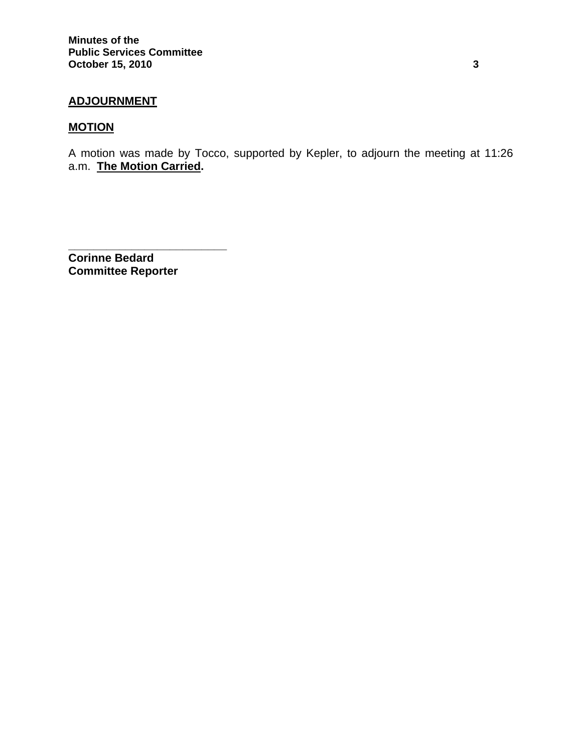## ADJOURNMENT

## MOTION

A motion was made by Tocco, supported by Kepler, to adjourn the meeting at 11:26 a.m. **The Motion Carried.**

\_\_\_\_\_\_\_\_\_\_\_\_\_\_\_\_\_\_\_\_\_\_\_\_\_\_

**Corinne Bedard**
**Committee Reporter**